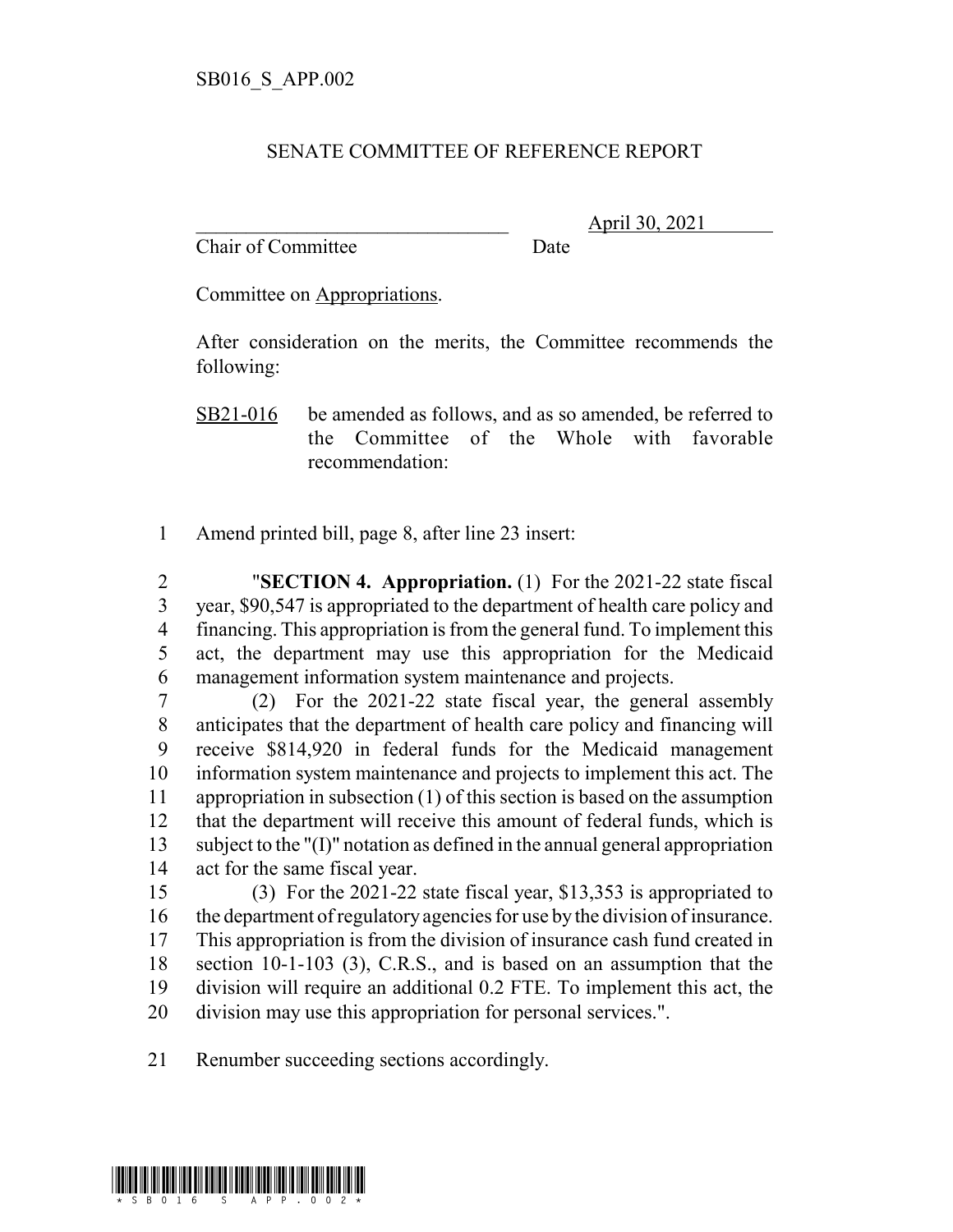SB016_S_APP.002

# SENATE COMMITTEE OF REFERENCE REPORT

________________________________ April 30, 2021
Chair of Committee Date

Committee on Appropriations.

After consideration on the merits, the Committee recommends the following:

SB21-016 be amended as follows, and as so amended, be referred to the Committee of the Whole with favorable recommendation:

1 Amend printed bill, page 8, after line 23 insert:

2 "**SECTION 4. Appropriation.** (1) For the 2021-22 state fiscal
3 year, $90,547 is appropriated to the department of health care policy and
4 financing. This appropriation is from the general fund. To implement this
5 act, the department may use this appropriation for the Medicaid
6 management information system maintenance and projects.
7 (2) For the 2021-22 state fiscal year, the general assembly
8 anticipates that the department of health care policy and financing will
9 receive $814,920 in federal funds for the Medicaid management
10 information system maintenance and projects to implement this act. The
11 appropriation in subsection (1) of this section is based on the assumption
12 that the department will receive this amount of federal funds, which is
13 subject to the "(I)" notation as defined in the annual general appropriation
14 act for the same fiscal year.
15 (3) For the 2021-22 state fiscal year, $13,353 is appropriated to
16 the department of regulatory agencies for use by the division of insurance.
17 This appropriation is from the division of insurance cash fund created in
18 section 10-1-103 (3), C.R.S., and is based on an assumption that the
19 division will require an additional 0.2 FTE. To implement this act, the
20 division may use this appropriation for personal services.".

21 Renumber succeeding sections accordingly.

*SB016_S_APP.002*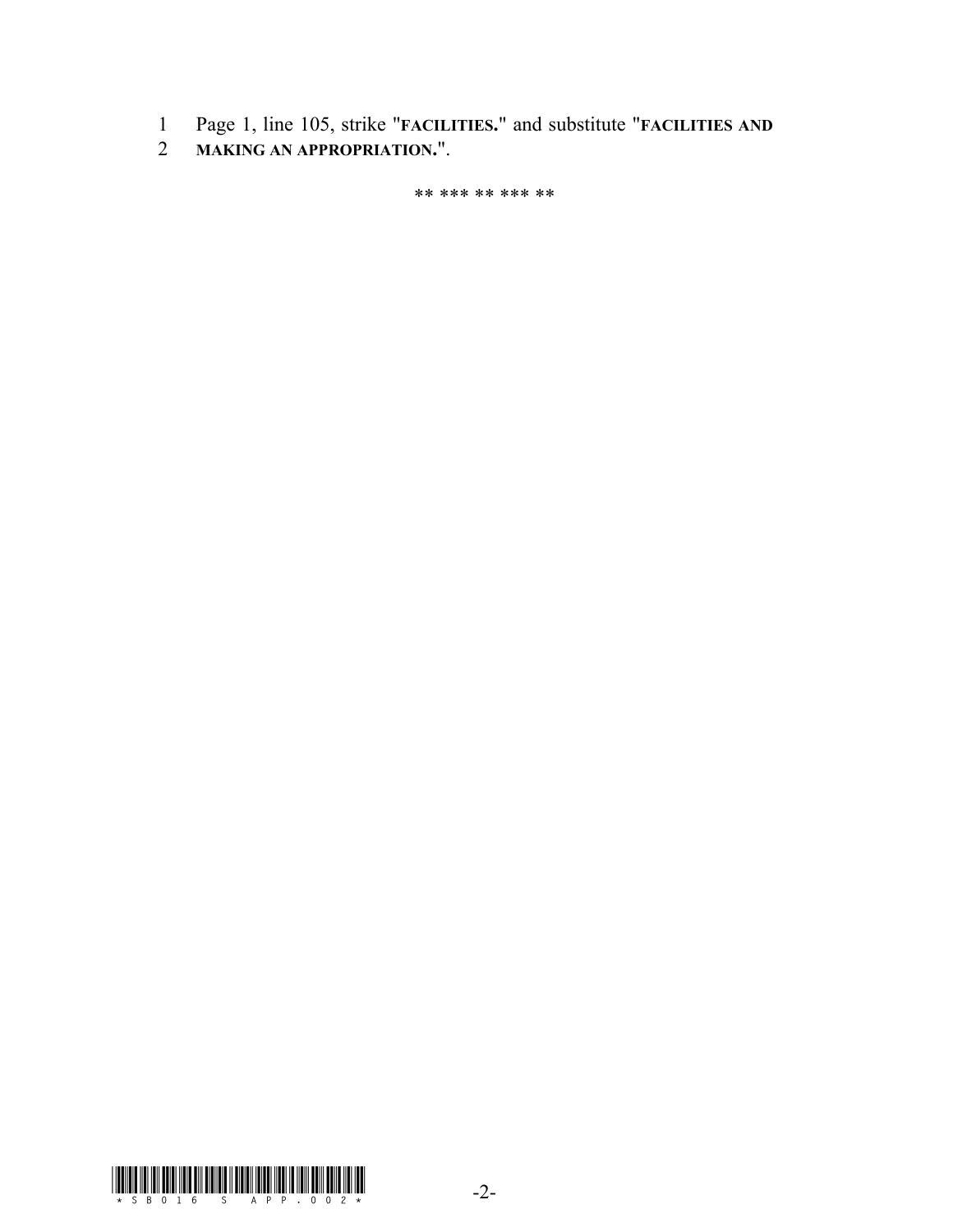1 Page 1, line 105, strike "**FACILITIES.**" and substitute "**FACILITIES AND**
2 **MAKING AN APPROPRIATION.**".

** *** ** *** **